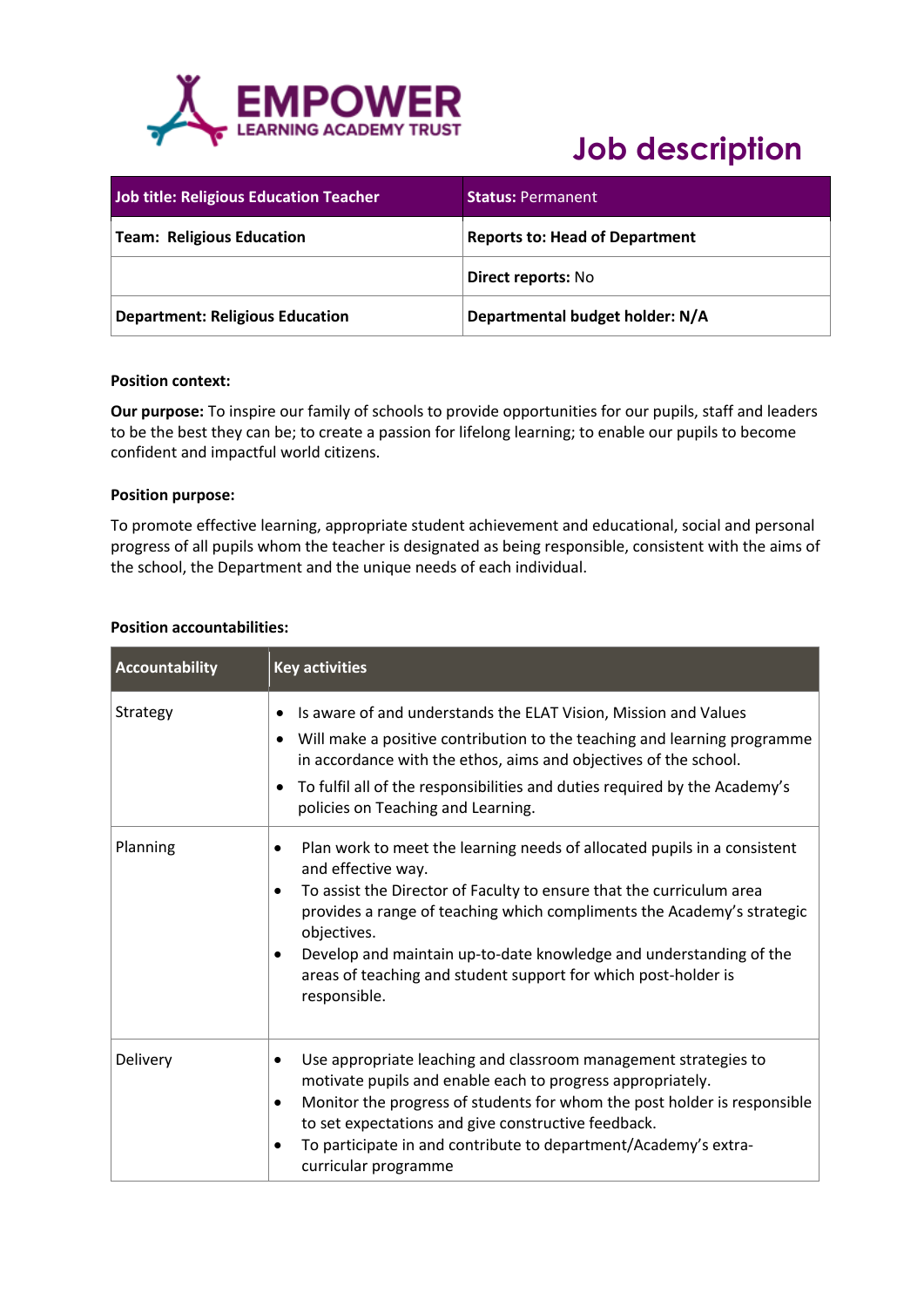EMPOWER LEARNING ACADEMY TRUST

# Job description

| Job title: Religious Education Teacher | Status: Permanent |
|---|---|
| **Team: Religious Education** | **Reports to: Head of Department** |
| | **Direct reports:** No |
| **Department: Religious Education** | **Departmental budget holder: N/A** |

**Position context:**

**Our purpose:** To inspire our family of schools to provide opportunities for our pupils, staff and leaders to be the best they can be; to create a passion for lifelong learning; to enable our pupils to become confident and impactful world citizens.

**Position purpose:**

To promote effective learning, appropriate student achievement and educational, social and personal progress of all pupils whom the teacher is designated as being responsible, consistent with the aims of the school, the Department and the unique needs of each individual.

**Position accountabilities:**

| Accountability | Key activities |
|---|---|
| Strategy | • Is aware of and understands the ELAT Vision, Mission and Values<br>• Will make a positive contribution to the teaching and learning programme in accordance with the ethos, aims and objectives of the school.<br>• To fulfil all of the responsibilities and duties required by the Academy's policies on Teaching and Learning. |
| Planning | • Plan work to meet the learning needs of allocated pupils in a consistent and effective way.<br>• To assist the Director of Faculty to ensure that the curriculum area provides a range of teaching which compliments the Academy's strategic objectives.<br>• Develop and maintain up-to-date knowledge and understanding of the areas of teaching and student support for which post-holder is responsible. |
| Delivery | • Use appropriate leaching and classroom management strategies to motivate pupils and enable each to progress appropriately.<br>• Monitor the progress of students for whom the post holder is responsible to set expectations and give constructive feedback.<br>• To participate in and contribute to department/Academy's extra-curricular programme |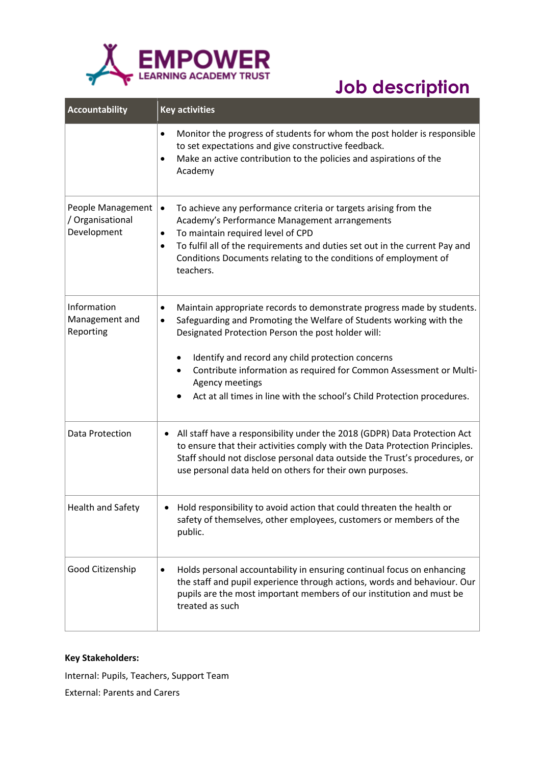# Job description

| Accountability | Key activities |
|---|---|
| | • Monitor the progress of students for whom the post holder is responsible to set expectations and give constructive feedback.<br>• Make an active contribution to the policies and aspirations of the Academy |
| People Management / Organisational Development | • To achieve any performance criteria or targets arising from the Academy's Performance Management arrangements<br>• To maintain required level of CPD<br>• To fulfil all of the requirements and duties set out in the current Pay and Conditions Documents relating to the conditions of employment of teachers. |
| Information Management and Reporting | • Maintain appropriate records to demonstrate progress made by students.<br>• Safeguarding and Promoting the Welfare of Students working with the Designated Protection Person the post holder will:<br>  • Identify and record any child protection concerns<br>  • Contribute information as required for Common Assessment or Multi-Agency meetings<br>  • Act at all times in line with the school's Child Protection procedures. |
| Data Protection | • All staff have a responsibility under the 2018 (GDPR) Data Protection Act to ensure that their activities comply with the Data Protection Principles. Staff should not disclose personal data outside the Trust's procedures, or use personal data held on others for their own purposes. |
| Health and Safety | • Hold responsibility to avoid action that could threaten the health or safety of themselves, other employees, customers or members of the public. |
| Good Citizenship | • Holds personal accountability in ensuring continual focus on enhancing the staff and pupil experience through actions, words and behaviour. Our pupils are the most important members of our institution and must be treated as such |

**Key Stakeholders:**

Internal: Pupils, Teachers, Support Team

External: Parents and Carers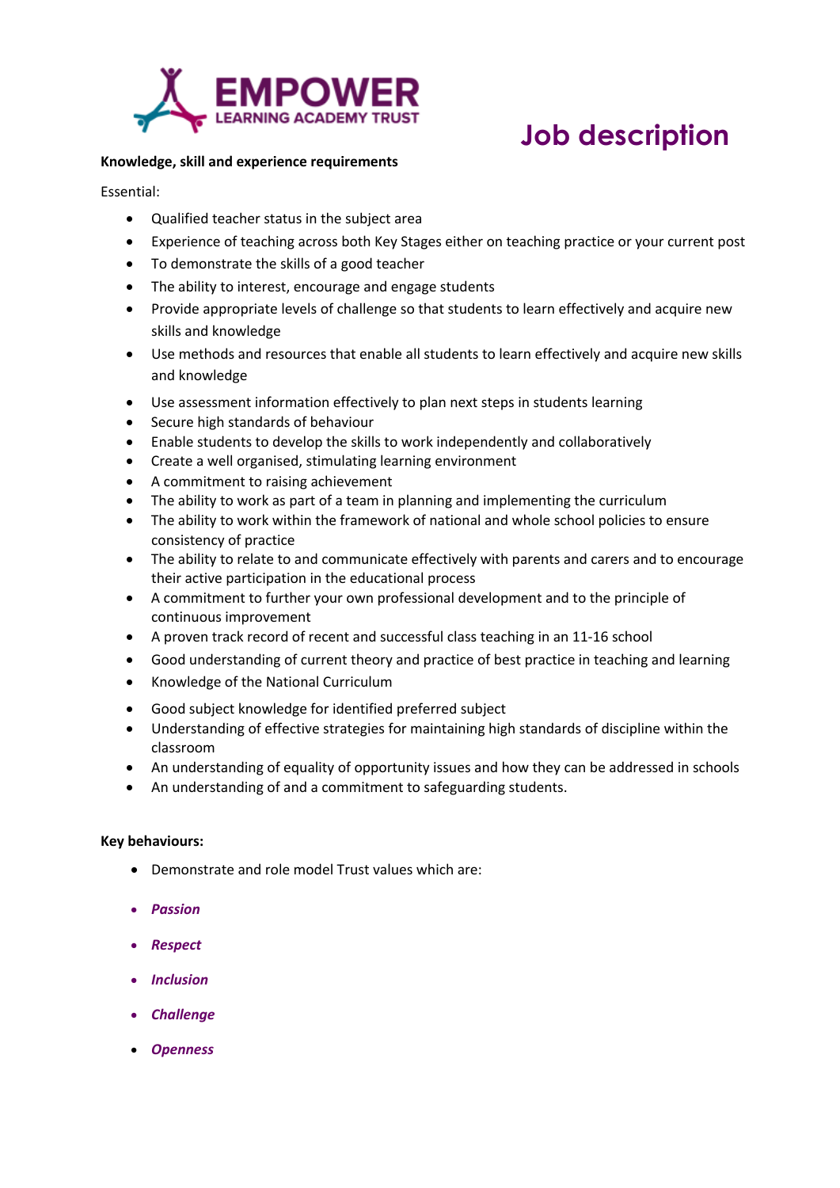EMPOWER LEARNING ACADEMY TRUST

# Job description

**Knowledge, skill and experience requirements**

Essential:

- Qualified teacher status in the subject area
- Experience of teaching across both Key Stages either on teaching practice or your current post
- To demonstrate the skills of a good teacher
- The ability to interest, encourage and engage students
- Provide appropriate levels of challenge so that students to learn effectively and acquire new skills and knowledge
- Use methods and resources that enable all students to learn effectively and acquire new skills and knowledge
- Use assessment information effectively to plan next steps in students learning
- Secure high standards of behaviour
- Enable students to develop the skills to work independently and collaboratively
- Create a well organised, stimulating learning environment
- A commitment to raising achievement
- The ability to work as part of a team in planning and implementing the curriculum
- The ability to work within the framework of national and whole school policies to ensure consistency of practice
- The ability to relate to and communicate effectively with parents and carers and to encourage their active participation in the educational process
- A commitment to further your own professional development and to the principle of continuous improvement
- A proven track record of recent and successful class teaching in an 11-16 school
- Good understanding of current theory and practice of best practice in teaching and learning
- Knowledge of the National Curriculum
- Good subject knowledge for identified preferred subject
- Understanding of effective strategies for maintaining high standards of discipline within the classroom
- An understanding of equality of opportunity issues and how they can be addressed in schools
- An understanding of and a commitment to safeguarding students.

**Key behaviours:**

- Demonstrate and role model Trust values which are:
- ***Passion***
- ***Respect***
- ***Inclusion***
- ***Challenge***
- ***Openness***